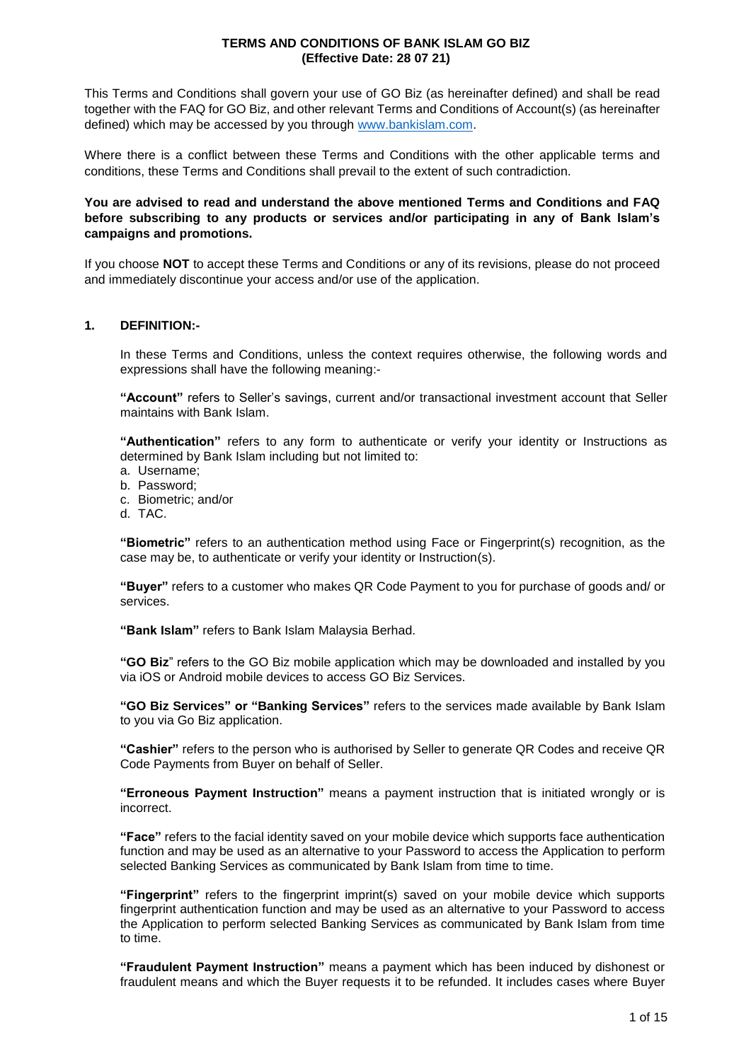# TERMS AND CONDITIONS OF BANK ISLAM GO BIZ
**(Effective Date: 28 07 21)**

This Terms and Conditions shall govern your use of GO Biz (as hereinafter defined) and shall be read together with the FAQ for GO Biz, and other relevant Terms and Conditions of Account(s) (as hereinafter defined) which may be accessed by you through www.bankislam.com.

Where there is a conflict between these Terms and Conditions with the other applicable terms and conditions, these Terms and Conditions shall prevail to the extent of such contradiction.

**You are advised to read and understand the above mentioned Terms and Conditions and FAQ before subscribing to any products or services and/or participating in any of Bank Islam's campaigns and promotions.**

If you choose **NOT** to accept these Terms and Conditions or any of its revisions, please do not proceed and immediately discontinue your access and/or use of the application.

## 1. DEFINITION:-

In these Terms and Conditions, unless the context requires otherwise, the following words and expressions shall have the following meaning:-

**"Account"** refers to Seller's savings, current and/or transactional investment account that Seller maintains with Bank Islam.

**"Authentication"** refers to any form to authenticate or verify your identity or Instructions as determined by Bank Islam including but not limited to:

a. Username;
b. Password;
c. Biometric; and/or
d. TAC.

**"Biometric"** refers to an authentication method using Face or Fingerprint(s) recognition, as the case may be, to authenticate or verify your identity or Instruction(s).

**"Buyer"** refers to a customer who makes QR Code Payment to you for purchase of goods and/ or services.

**"Bank Islam"** refers to Bank Islam Malaysia Berhad.

**"GO Biz"** refers to the GO Biz mobile application which may be downloaded and installed by you via iOS or Android mobile devices to access GO Biz Services.

**"GO Biz Services" or "Banking Services"** refers to the services made available by Bank Islam to you via Go Biz application.

**"Cashier"** refers to the person who is authorised by Seller to generate QR Codes and receive QR Code Payments from Buyer on behalf of Seller.

**"Erroneous Payment Instruction"** means a payment instruction that is initiated wrongly or is incorrect.

**"Face"** refers to the facial identity saved on your mobile device which supports face authentication function and may be used as an alternative to your Password to access the Application to perform selected Banking Services as communicated by Bank Islam from time to time.

**"Fingerprint"** refers to the fingerprint imprint(s) saved on your mobile device which supports fingerprint authentication function and may be used as an alternative to your Password to access the Application to perform selected Banking Services as communicated by Bank Islam from time to time.

**"Fraudulent Payment Instruction"** means a payment which has been induced by dishonest or fraudulent means and which the Buyer requests it to be refunded. It includes cases where Buyer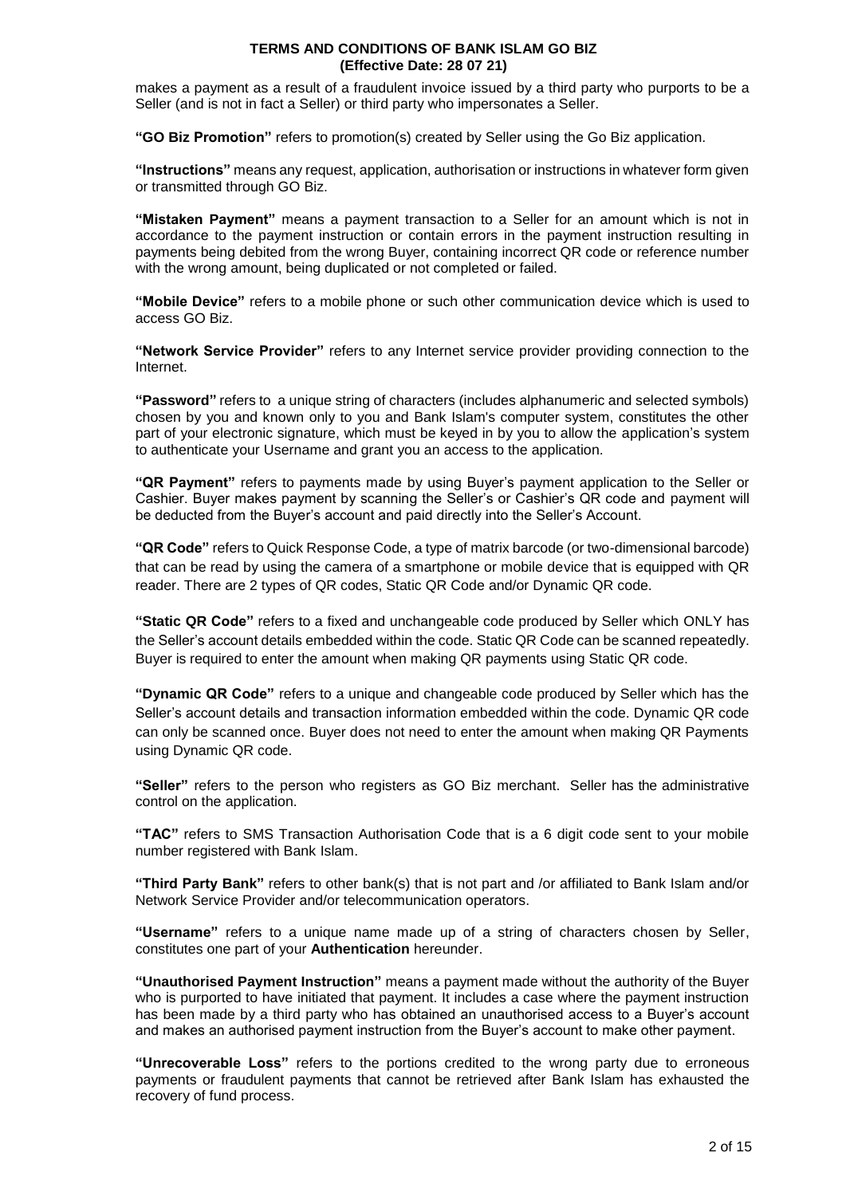makes a payment as a result of a fraudulent invoice issued by a third party who purports to be a Seller (and is not in fact a Seller) or third party who impersonates a Seller.

**"GO Biz Promotion"** refers to promotion(s) created by Seller using the Go Biz application.

**"Instructions"** means any request, application, authorisation or instructions in whatever form given or transmitted through GO Biz.

**"Mistaken Payment"** means a payment transaction to a Seller for an amount which is not in accordance to the payment instruction or contain errors in the payment instruction resulting in payments being debited from the wrong Buyer, containing incorrect QR code or reference number with the wrong amount, being duplicated or not completed or failed.

**"Mobile Device"** refers to a mobile phone or such other communication device which is used to access GO Biz.

**"Network Service Provider"** refers to any Internet service provider providing connection to the Internet.

**"Password"** refers to a unique string of characters (includes alphanumeric and selected symbols) chosen by you and known only to you and Bank Islam's computer system, constitutes the other part of your electronic signature, which must be keyed in by you to allow the application's system to authenticate your Username and grant you an access to the application.

**"QR Payment"** refers to payments made by using Buyer's payment application to the Seller or Cashier. Buyer makes payment by scanning the Seller's or Cashier's QR code and payment will be deducted from the Buyer's account and paid directly into the Seller's Account.

**"QR Code"** refers to Quick Response Code, a type of matrix barcode (or two-dimensional barcode) that can be read by using the camera of a smartphone or mobile device that is equipped with QR reader. There are 2 types of QR codes, Static QR Code and/or Dynamic QR code.

**"Static QR Code"** refers to a fixed and unchangeable code produced by Seller which ONLY has the Seller's account details embedded within the code. Static QR Code can be scanned repeatedly. Buyer is required to enter the amount when making QR payments using Static QR code.

**"Dynamic QR Code"** refers to a unique and changeable code produced by Seller which has the Seller's account details and transaction information embedded within the code. Dynamic QR code can only be scanned once. Buyer does not need to enter the amount when making QR Payments using Dynamic QR code.

**"Seller"** refers to the person who registers as GO Biz merchant. Seller has the administrative control on the application.

**"TAC"** refers to SMS Transaction Authorisation Code that is a 6 digit code sent to your mobile number registered with Bank Islam.

**"Third Party Bank"** refers to other bank(s) that is not part and /or affiliated to Bank Islam and/or Network Service Provider and/or telecommunication operators.

**"Username"** refers to a unique name made up of a string of characters chosen by Seller, constitutes one part of your **Authentication** hereunder.

**"Unauthorised Payment Instruction"** means a payment made without the authority of the Buyer who is purported to have initiated that payment. It includes a case where the payment instruction has been made by a third party who has obtained an unauthorised access to a Buyer's account and makes an authorised payment instruction from the Buyer's account to make other payment.

**"Unrecoverable Loss"** refers to the portions credited to the wrong party due to erroneous payments or fraudulent payments that cannot be retrieved after Bank Islam has exhausted the recovery of fund process.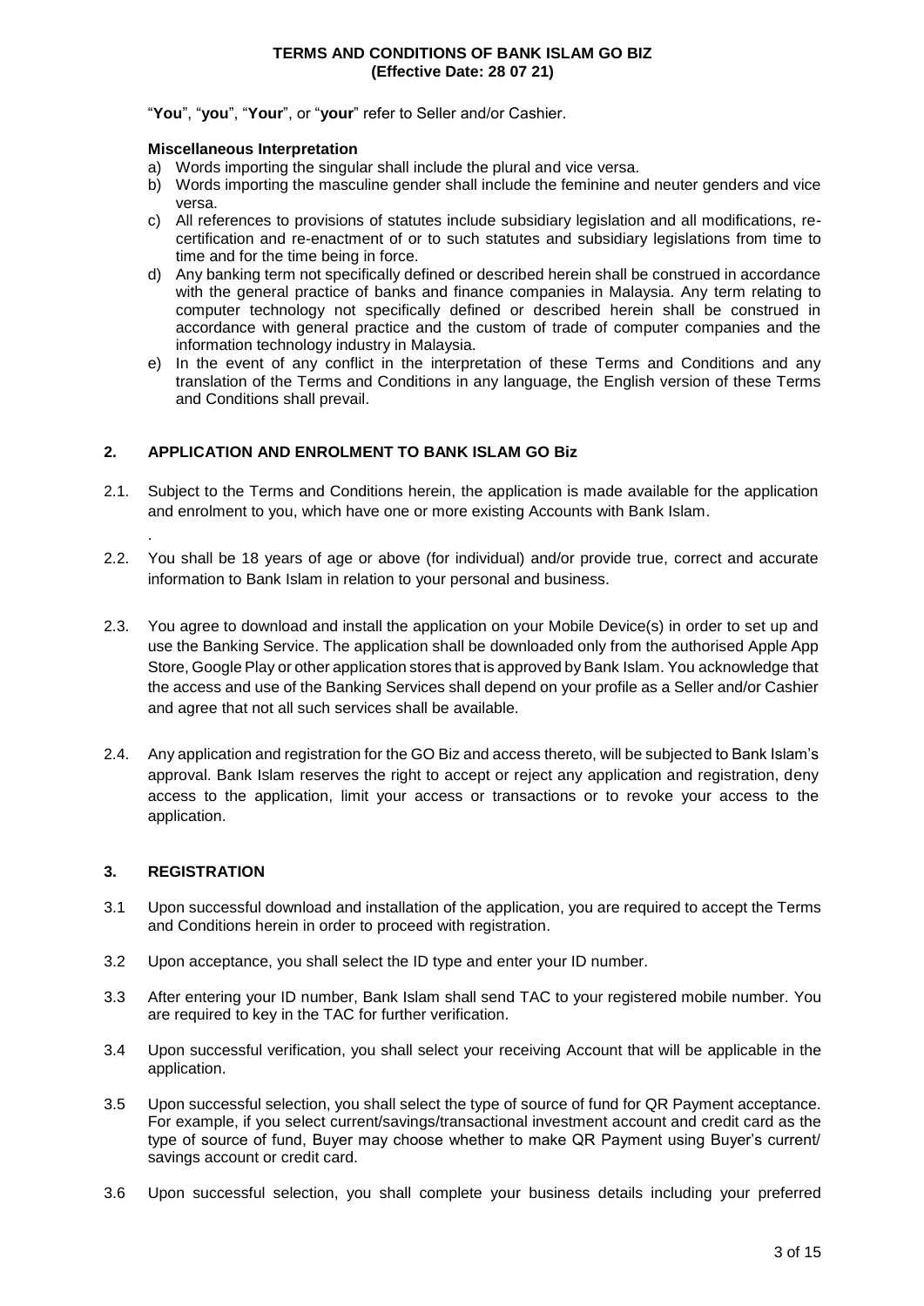"**You**", "**you**", "**Your**", or "**your**" refer to Seller and/or Cashier.

**Miscellaneous Interpretation**

a) Words importing the singular shall include the plural and vice versa.
b) Words importing the masculine gender shall include the feminine and neuter genders and vice versa.
c) All references to provisions of statutes include subsidiary legislation and all modifications, re-certification and re-enactment of or to such statutes and subsidiary legislations from time to time and for the time being in force.
d) Any banking term not specifically defined or described herein shall be construed in accordance with the general practice of banks and finance companies in Malaysia. Any term relating to computer technology not specifically defined or described herein shall be construed in accordance with general practice and the custom of trade of computer companies and the information technology industry in Malaysia.
e) In the event of any conflict in the interpretation of these Terms and Conditions and any translation of the Terms and Conditions in any language, the English version of these Terms and Conditions shall prevail.

## 2. APPLICATION AND ENROLMENT TO BANK ISLAM GO Biz

2.1. Subject to the Terms and Conditions herein, the application is made available for the application and enrolment to you, which have one or more existing Accounts with Bank Islam.

.

2.2. You shall be 18 years of age or above (for individual) and/or provide true, correct and accurate information to Bank Islam in relation to your personal and business.

2.3. You agree to download and install the application on your Mobile Device(s) in order to set up and use the Banking Service. The application shall be downloaded only from the authorised Apple App Store, Google Play or other application stores that is approved by Bank Islam. You acknowledge that the access and use of the Banking Services shall depend on your profile as a Seller and/or Cashier and agree that not all such services shall be available.

2.4. Any application and registration for the GO Biz and access thereto, will be subjected to Bank Islam's approval. Bank Islam reserves the right to accept or reject any application and registration, deny access to the application, limit your access or transactions or to revoke your access to the application.

## 3. REGISTRATION

3.1 Upon successful download and installation of the application, you are required to accept the Terms and Conditions herein in order to proceed with registration.

3.2 Upon acceptance, you shall select the ID type and enter your ID number.

3.3 After entering your ID number, Bank Islam shall send TAC to your registered mobile number. You are required to key in the TAC for further verification.

3.4 Upon successful verification, you shall select your receiving Account that will be applicable in the application.

3.5 Upon successful selection, you shall select the type of source of fund for QR Payment acceptance. For example, if you select current/savings/transactional investment account and credit card as the type of source of fund, Buyer may choose whether to make QR Payment using Buyer's current/ savings account or credit card.

3.6 Upon successful selection, you shall complete your business details including your preferred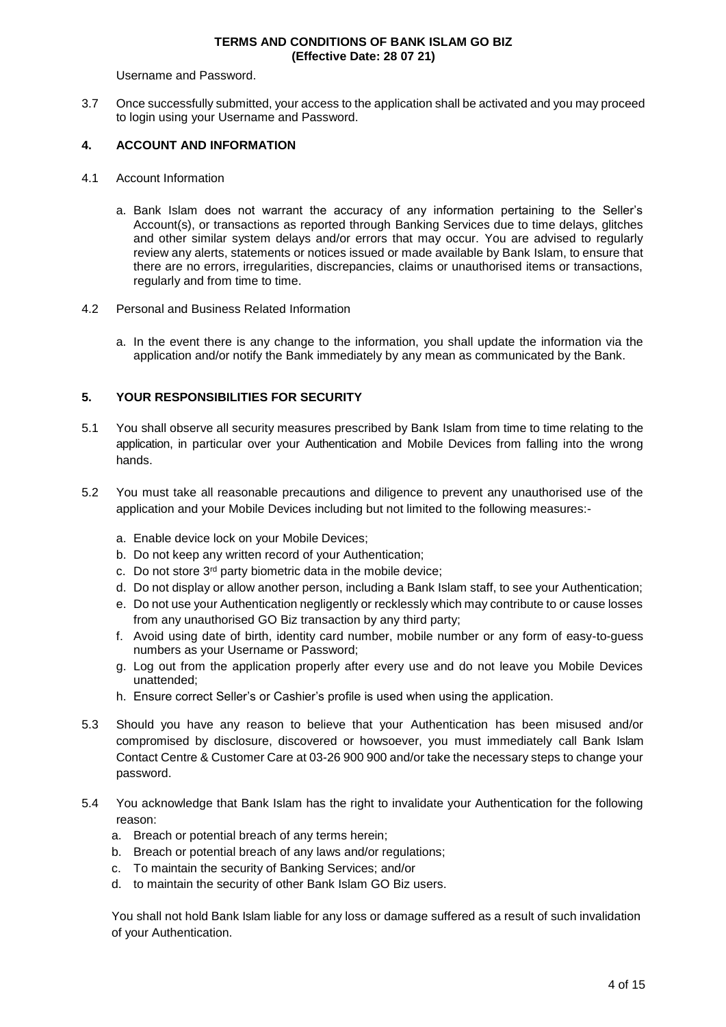Username and Password.

3.7 Once successfully submitted, your access to the application shall be activated and you may proceed to login using your Username and Password.

## 4. ACCOUNT AND INFORMATION

4.1 Account Information

a. Bank Islam does not warrant the accuracy of any information pertaining to the Seller's Account(s), or transactions as reported through Banking Services due to time delays, glitches and other similar system delays and/or errors that may occur. You are advised to regularly review any alerts, statements or notices issued or made available by Bank Islam, to ensure that there are no errors, irregularities, discrepancies, claims or unauthorised items or transactions, regularly and from time to time.

4.2 Personal and Business Related Information

a. In the event there is any change to the information, you shall update the information via the application and/or notify the Bank immediately by any mean as communicated by the Bank.

## 5. YOUR RESPONSIBILITIES FOR SECURITY

5.1 You shall observe all security measures prescribed by Bank Islam from time to time relating to the application, in particular over your Authentication and Mobile Devices from falling into the wrong hands.

5.2 You must take all reasonable precautions and diligence to prevent any unauthorised use of the application and your Mobile Devices including but not limited to the following measures:-

a. Enable device lock on your Mobile Devices;
b. Do not keep any written record of your Authentication;
c. Do not store 3rd party biometric data in the mobile device;
d. Do not display or allow another person, including a Bank Islam staff, to see your Authentication;
e. Do not use your Authentication negligently or recklessly which may contribute to or cause losses from any unauthorised GO Biz transaction by any third party;
f. Avoid using date of birth, identity card number, mobile number or any form of easy-to-guess numbers as your Username or Password;
g. Log out from the application properly after every use and do not leave you Mobile Devices unattended;
h. Ensure correct Seller's or Cashier's profile is used when using the application.

5.3 Should you have any reason to believe that your Authentication has been misused and/or compromised by disclosure, discovered or howsoever, you must immediately call Bank Islam Contact Centre & Customer Care at 03-26 900 900 and/or take the necessary steps to change your password.

5.4 You acknowledge that Bank Islam has the right to invalidate your Authentication for the following reason:

a. Breach or potential breach of any terms herein;
b. Breach or potential breach of any laws and/or regulations;
c. To maintain the security of Banking Services; and/or
d. to maintain the security of other Bank Islam GO Biz users.

You shall not hold Bank Islam liable for any loss or damage suffered as a result of such invalidation of your Authentication.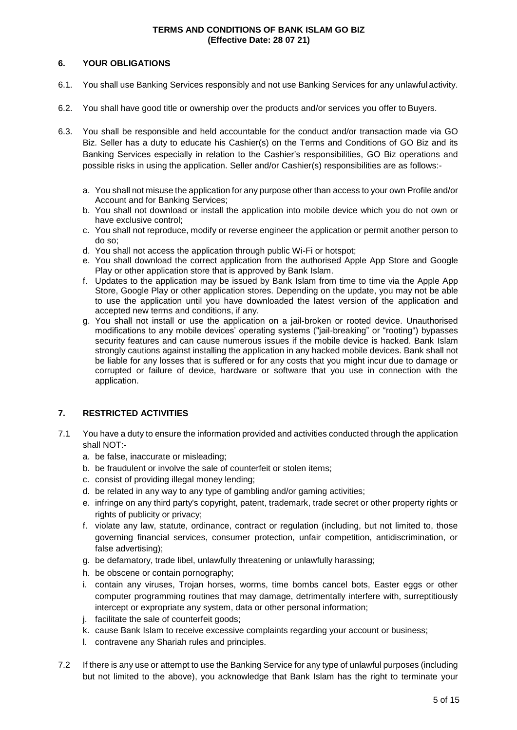## 6. YOUR OBLIGATIONS

6.1. You shall use Banking Services responsibly and not use Banking Services for any unlawful activity.

6.2. You shall have good title or ownership over the products and/or services you offer to Buyers.

6.3. You shall be responsible and held accountable for the conduct and/or transaction made via GO Biz. Seller has a duty to educate his Cashier(s) on the Terms and Conditions of GO Biz and its Banking Services especially in relation to the Cashier's responsibilities, GO Biz operations and possible risks in using the application. Seller and/or Cashier(s) responsibilities are as follows:-

a. You shall not misuse the application for any purpose other than access to your own Profile and/or Account and for Banking Services;
b. You shall not download or install the application into mobile device which you do not own or have exclusive control;
c. You shall not reproduce, modify or reverse engineer the application or permit another person to do so;
d. You shall not access the application through public Wi-Fi or hotspot;
e. You shall download the correct application from the authorised Apple App Store and Google Play or other application store that is approved by Bank Islam.
f. Updates to the application may be issued by Bank Islam from time to time via the Apple App Store, Google Play or other application stores. Depending on the update, you may not be able to use the application until you have downloaded the latest version of the application and accepted new terms and conditions, if any.
g. You shall not install or use the application on a jail-broken or rooted device. Unauthorised modifications to any mobile devices' operating systems ("jail-breaking" or "rooting") bypasses security features and can cause numerous issues if the mobile device is hacked. Bank Islam strongly cautions against installing the application in any hacked mobile devices. Bank shall not be liable for any losses that is suffered or for any costs that you might incur due to damage or corrupted or failure of device, hardware or software that you use in connection with the application.

## 7. RESTRICTED ACTIVITIES

7.1 You have a duty to ensure the information provided and activities conducted through the application shall NOT:-

a. be false, inaccurate or misleading;
b. be fraudulent or involve the sale of counterfeit or stolen items;
c. consist of providing illegal money lending;
d. be related in any way to any type of gambling and/or gaming activities;
e. infringe on any third party's copyright, patent, trademark, trade secret or other property rights or rights of publicity or privacy;
f. violate any law, statute, ordinance, contract or regulation (including, but not limited to, those governing financial services, consumer protection, unfair competition, antidiscrimination, or false advertising);
g. be defamatory, trade libel, unlawfully threatening or unlawfully harassing;
h. be obscene or contain pornography;
i. contain any viruses, Trojan horses, worms, time bombs cancel bots, Easter eggs or other computer programming routines that may damage, detrimentally interfere with, surreptitiously intercept or expropriate any system, data or other personal information;
j. facilitate the sale of counterfeit goods;
k. cause Bank Islam to receive excessive complaints regarding your account or business;
l. contravene any Shariah rules and principles.

7.2 If there is any use or attempt to use the Banking Service for any type of unlawful purposes (including but not limited to the above), you acknowledge that Bank Islam has the right to terminate your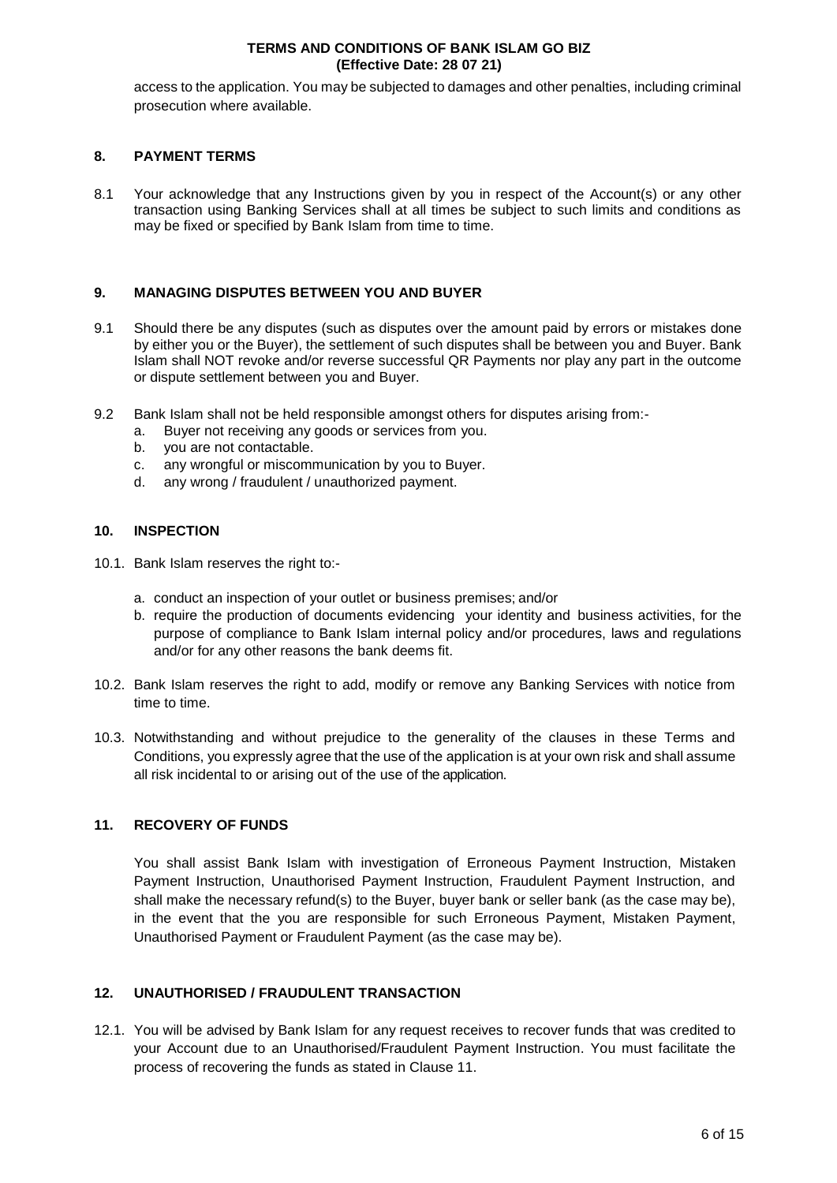access to the application. You may be subjected to damages and other penalties, including criminal prosecution where available.

## 8. PAYMENT TERMS

8.1 Your acknowledge that any Instructions given by you in respect of the Account(s) or any other transaction using Banking Services shall at all times be subject to such limits and conditions as may be fixed or specified by Bank Islam from time to time.

## 9. MANAGING DISPUTES BETWEEN YOU AND BUYER

9.1 Should there be any disputes (such as disputes over the amount paid by errors or mistakes done by either you or the Buyer), the settlement of such disputes shall be between you and Buyer. Bank Islam shall NOT revoke and/or reverse successful QR Payments nor play any part in the outcome or dispute settlement between you and Buyer.

9.2 Bank Islam shall not be held responsible amongst others for disputes arising from:-

a. Buyer not receiving any goods or services from you.
b. you are not contactable.
c. any wrongful or miscommunication by you to Buyer.
d. any wrong / fraudulent / unauthorized payment.

## 10. INSPECTION

10.1. Bank Islam reserves the right to:-

a. conduct an inspection of your outlet or business premises; and/or
b. require the production of documents evidencing your identity and business activities, for the purpose of compliance to Bank Islam internal policy and/or procedures, laws and regulations and/or for any other reasons the bank deems fit.

10.2. Bank Islam reserves the right to add, modify or remove any Banking Services with notice from time to time.

10.3. Notwithstanding and without prejudice to the generality of the clauses in these Terms and Conditions, you expressly agree that the use of the application is at your own risk and shall assume all risk incidental to or arising out of the use of the application.

## 11. RECOVERY OF FUNDS

You shall assist Bank Islam with investigation of Erroneous Payment Instruction, Mistaken Payment Instruction, Unauthorised Payment Instruction, Fraudulent Payment Instruction, and shall make the necessary refund(s) to the Buyer, buyer bank or seller bank (as the case may be), in the event that the you are responsible for such Erroneous Payment, Mistaken Payment, Unauthorised Payment or Fraudulent Payment (as the case may be).

## 12. UNAUTHORISED / FRAUDULENT TRANSACTION

12.1. You will be advised by Bank Islam for any request receives to recover funds that was credited to your Account due to an Unauthorised/Fraudulent Payment Instruction. You must facilitate the process of recovering the funds as stated in Clause 11.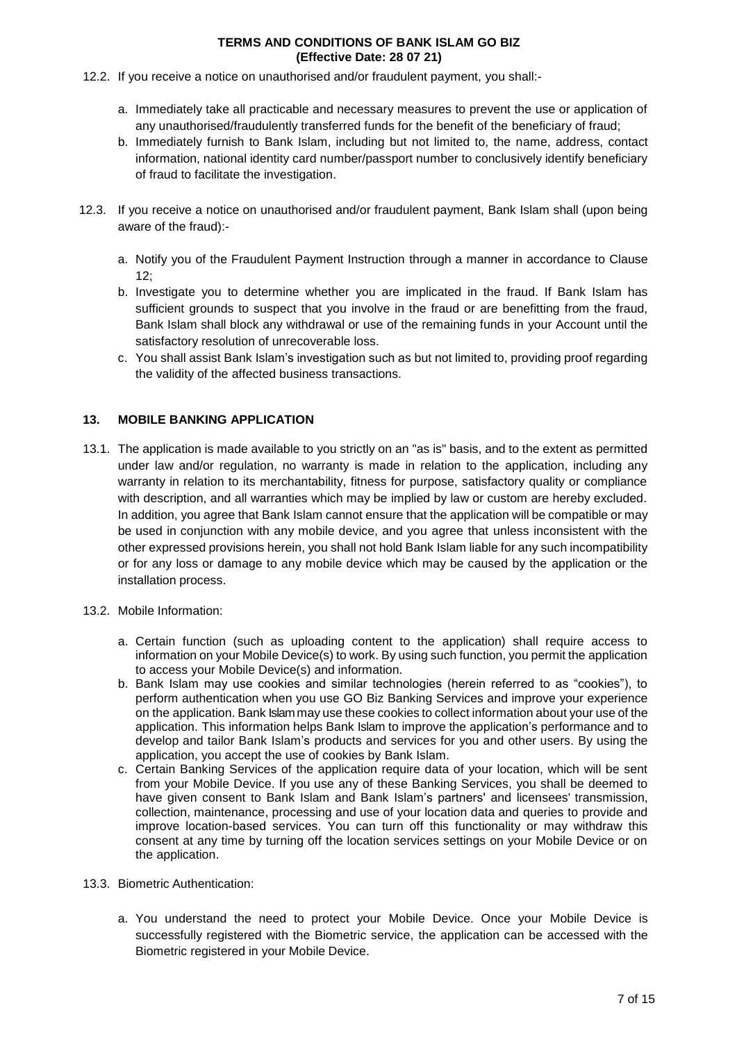12.2. If you receive a notice on unauthorised and/or fraudulent payment, you shall:-

a. Immediately take all practicable and necessary measures to prevent the use or application of any unauthorised/fraudulently transferred funds for the benefit of the beneficiary of fraud;
b. Immediately furnish to Bank Islam, including but not limited to, the name, address, contact information, national identity card number/passport number to conclusively identify beneficiary of fraud to facilitate the investigation.

12.3. If you receive a notice on unauthorised and/or fraudulent payment, Bank Islam shall (upon being aware of the fraud):-

a. Notify you of the Fraudulent Payment Instruction through a manner in accordance to Clause 12;
b. Investigate you to determine whether you are implicated in the fraud. If Bank Islam has sufficient grounds to suspect that you involve in the fraud or are benefitting from the fraud, Bank Islam shall block any withdrawal or use of the remaining funds in your Account until the satisfactory resolution of unrecoverable loss.
c. You shall assist Bank Islam's investigation such as but not limited to, providing proof regarding the validity of the affected business transactions.

## 13. MOBILE BANKING APPLICATION

13.1. The application is made available to you strictly on an "as is" basis, and to the extent as permitted under law and/or regulation, no warranty is made in relation to the application, including any warranty in relation to its merchantability, fitness for purpose, satisfactory quality or compliance with description, and all warranties which may be implied by law or custom are hereby excluded. In addition, you agree that Bank Islam cannot ensure that the application will be compatible or may be used in conjunction with any mobile device, and you agree that unless inconsistent with the other expressed provisions herein, you shall not hold Bank Islam liable for any such incompatibility or for any loss or damage to any mobile device which may be caused by the application or the installation process.

13.2. Mobile Information:

a. Certain function (such as uploading content to the application) shall require access to information on your Mobile Device(s) to work. By using such function, you permit the application to access your Mobile Device(s) and information.
b. Bank Islam may use cookies and similar technologies (herein referred to as "cookies"), to perform authentication when you use GO Biz Banking Services and improve your experience on the application. Bank Islam may use these cookies to collect information about your use of the application. This information helps Bank Islam to improve the application's performance and to develop and tailor Bank Islam's products and services for you and other users. By using the application, you accept the use of cookies by Bank Islam.
c. Certain Banking Services of the application require data of your location, which will be sent from your Mobile Device. If you use any of these Banking Services, you shall be deemed to have given consent to Bank Islam and Bank Islam's partners' and licensees' transmission, collection, maintenance, processing and use of your location data and queries to provide and improve location-based services. You can turn off this functionality or may withdraw this consent at any time by turning off the location services settings on your Mobile Device or on the application.

13.3. Biometric Authentication:

a. You understand the need to protect your Mobile Device. Once your Mobile Device is successfully registered with the Biometric service, the application can be accessed with the Biometric registered in your Mobile Device.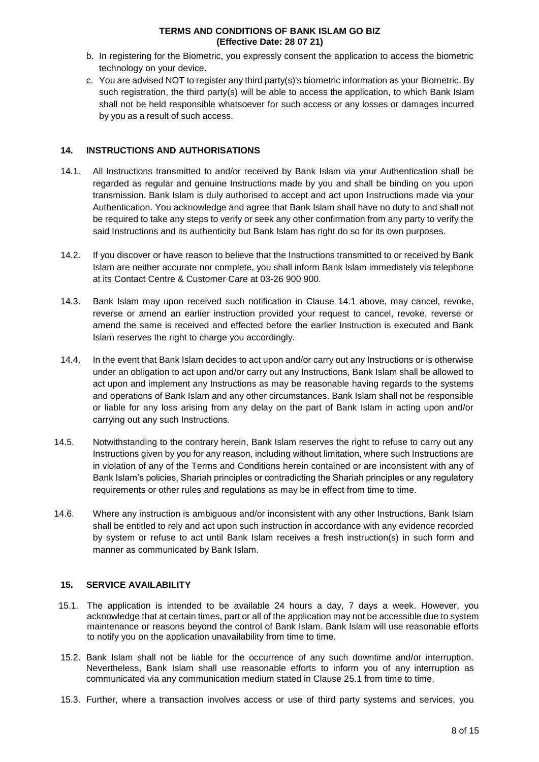b. In registering for the Biometric, you expressly consent the application to access the biometric technology on your device.

c. You are advised NOT to register any third party(s)'s biometric information as your Biometric. By such registration, the third party(s) will be able to access the application, to which Bank Islam shall not be held responsible whatsoever for such access or any losses or damages incurred by you as a result of such access.

## 14. INSTRUCTIONS AND AUTHORISATIONS

14.1. All Instructions transmitted to and/or received by Bank Islam via your Authentication shall be regarded as regular and genuine Instructions made by you and shall be binding on you upon transmission. Bank Islam is duly authorised to accept and act upon Instructions made via your Authentication. You acknowledge and agree that Bank Islam shall have no duty to and shall not be required to take any steps to verify or seek any other confirmation from any party to verify the said Instructions and its authenticity but Bank Islam has right do so for its own purposes.

14.2. If you discover or have reason to believe that the Instructions transmitted to or received by Bank Islam are neither accurate nor complete, you shall inform Bank Islam immediately via telephone at its Contact Centre & Customer Care at 03-26 900 900.

14.3. Bank Islam may upon received such notification in Clause 14.1 above, may cancel, revoke, reverse or amend an earlier instruction provided your request to cancel, revoke, reverse or amend the same is received and effected before the earlier Instruction is executed and Bank Islam reserves the right to charge you accordingly.

14.4. In the event that Bank Islam decides to act upon and/or carry out any Instructions or is otherwise under an obligation to act upon and/or carry out any Instructions, Bank Islam shall be allowed to act upon and implement any Instructions as may be reasonable having regards to the systems and operations of Bank Islam and any other circumstances. Bank Islam shall not be responsible or liable for any loss arising from any delay on the part of Bank Islam in acting upon and/or carrying out any such Instructions.

14.5. Notwithstanding to the contrary herein, Bank Islam reserves the right to refuse to carry out any Instructions given by you for any reason, including without limitation, where such Instructions are in violation of any of the Terms and Conditions herein contained or are inconsistent with any of Bank Islam's policies, Shariah principles or contradicting the Shariah principles or any regulatory requirements or other rules and regulations as may be in effect from time to time.

14.6. Where any instruction is ambiguous and/or inconsistent with any other Instructions, Bank Islam shall be entitled to rely and act upon such instruction in accordance with any evidence recorded by system or refuse to act until Bank Islam receives a fresh instruction(s) in such form and manner as communicated by Bank Islam.

## 15. SERVICE AVAILABILITY

15.1. The application is intended to be available 24 hours a day, 7 days a week. However, you acknowledge that at certain times, part or all of the application may not be accessible due to system maintenance or reasons beyond the control of Bank Islam. Bank Islam will use reasonable efforts to notify you on the application unavailability from time to time.

15.2. Bank Islam shall not be liable for the occurrence of any such downtime and/or interruption. Nevertheless, Bank Islam shall use reasonable efforts to inform you of any interruption as communicated via any communication medium stated in Clause 25.1 from time to time.

15.3. Further, where a transaction involves access or use of third party systems and services, you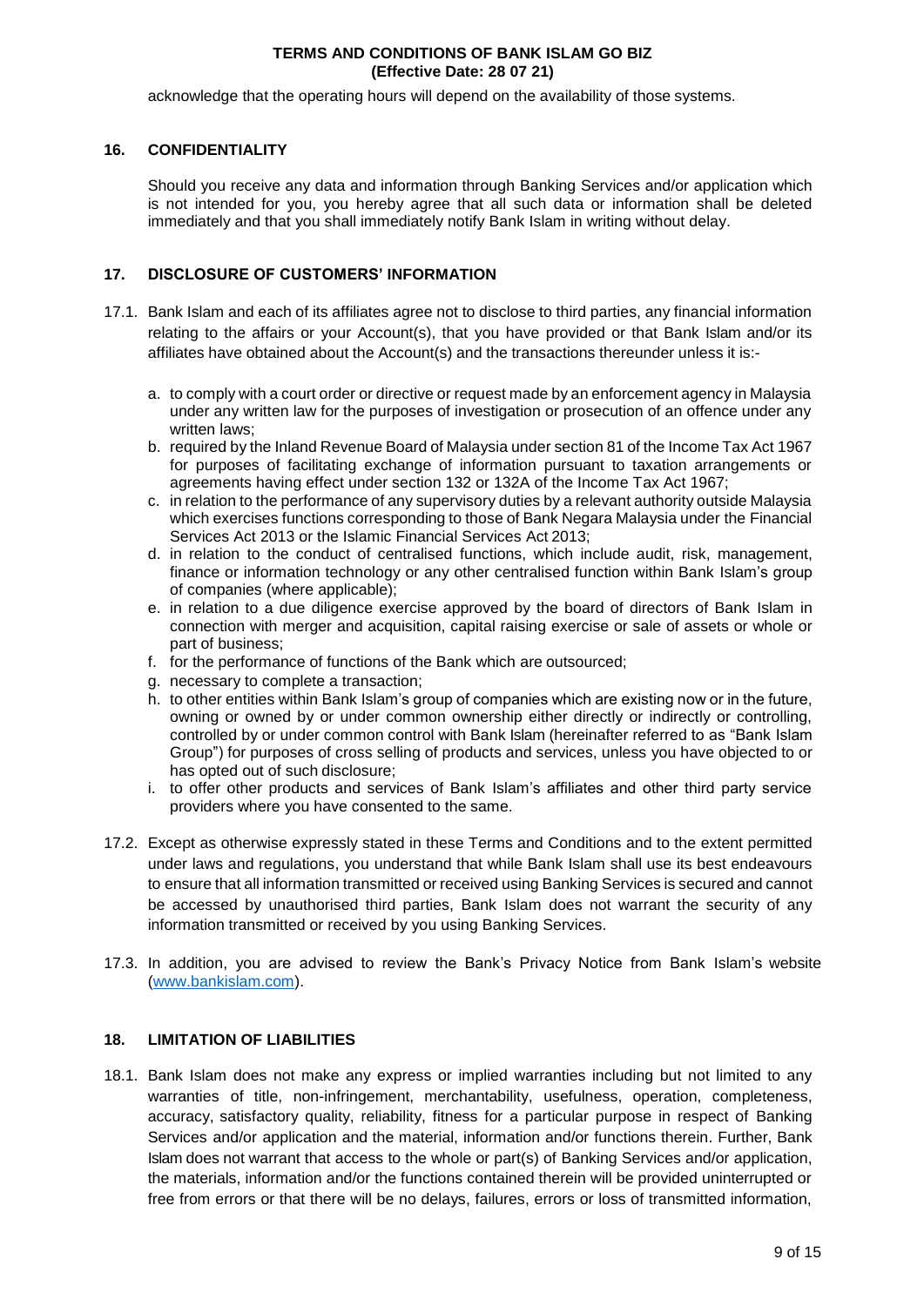acknowledge that the operating hours will depend on the availability of those systems.

## 16. CONFIDENTIALITY

Should you receive any data and information through Banking Services and/or application which is not intended for you, you hereby agree that all such data or information shall be deleted immediately and that you shall immediately notify Bank Islam in writing without delay.

## 17. DISCLOSURE OF CUSTOMERS' INFORMATION

17.1. Bank Islam and each of its affiliates agree not to disclose to third parties, any financial information relating to the affairs or your Account(s), that you have provided or that Bank Islam and/or its affiliates have obtained about the Account(s) and the transactions thereunder unless it is:-

a. to comply with a court order or directive or request made by an enforcement agency in Malaysia under any written law for the purposes of investigation or prosecution of an offence under any written laws;
b. required by the Inland Revenue Board of Malaysia under section 81 of the Income Tax Act 1967 for purposes of facilitating exchange of information pursuant to taxation arrangements or agreements having effect under section 132 or 132A of the Income Tax Act 1967;
c. in relation to the performance of any supervisory duties by a relevant authority outside Malaysia which exercises functions corresponding to those of Bank Negara Malaysia under the Financial Services Act 2013 or the Islamic Financial Services Act 2013;
d. in relation to the conduct of centralised functions, which include audit, risk, management, finance or information technology or any other centralised function within Bank Islam's group of companies (where applicable);
e. in relation to a due diligence exercise approved by the board of directors of Bank Islam in connection with merger and acquisition, capital raising exercise or sale of assets or whole or part of business;
f. for the performance of functions of the Bank which are outsourced;
g. necessary to complete a transaction;
h. to other entities within Bank Islam's group of companies which are existing now or in the future, owning or owned by or under common ownership either directly or indirectly or controlling, controlled by or under common control with Bank Islam (hereinafter referred to as "Bank Islam Group") for purposes of cross selling of products and services, unless you have objected to or has opted out of such disclosure;
i. to offer other products and services of Bank Islam's affiliates and other third party service providers where you have consented to the same.

17.2. Except as otherwise expressly stated in these Terms and Conditions and to the extent permitted under laws and regulations, you understand that while Bank Islam shall use its best endeavours to ensure that all information transmitted or received using Banking Services is secured and cannot be accessed by unauthorised third parties, Bank Islam does not warrant the security of any information transmitted or received by you using Banking Services.

17.3. In addition, you are advised to review the Bank's Privacy Notice from Bank Islam's website (www.bankislam.com).

## 18. LIMITATION OF LIABILITIES

18.1. Bank Islam does not make any express or implied warranties including but not limited to any warranties of title, non-infringement, merchantability, usefulness, operation, completeness, accuracy, satisfactory quality, reliability, fitness for a particular purpose in respect of Banking Services and/or application and the material, information and/or functions therein. Further, Bank Islam does not warrant that access to the whole or part(s) of Banking Services and/or application, the materials, information and/or the functions contained therein will be provided uninterrupted or free from errors or that there will be no delays, failures, errors or loss of transmitted information,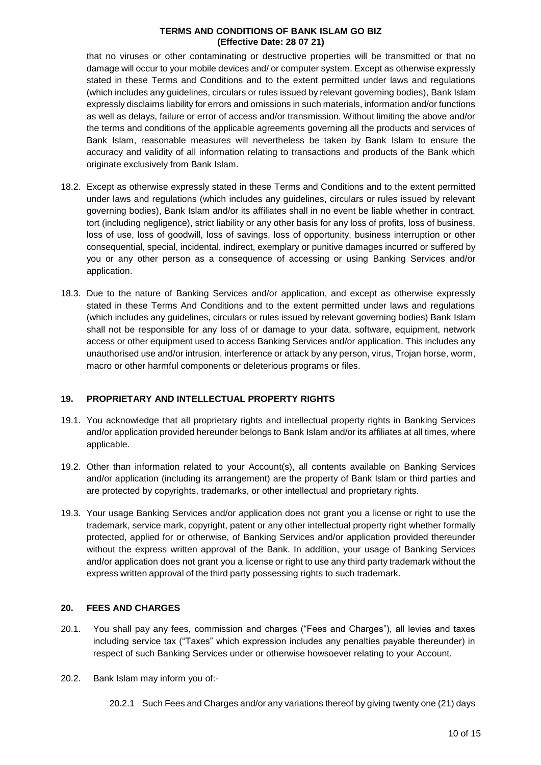that no viruses or other contaminating or destructive properties will be transmitted or that no damage will occur to your mobile devices and/ or computer system. Except as otherwise expressly stated in these Terms and Conditions and to the extent permitted under laws and regulations (which includes any guidelines, circulars or rules issued by relevant governing bodies), Bank Islam expressly disclaims liability for errors and omissions in such materials, information and/or functions as well as delays, failure or error of access and/or transmission. Without limiting the above and/or the terms and conditions of the applicable agreements governing all the products and services of Bank Islam, reasonable measures will nevertheless be taken by Bank Islam to ensure the accuracy and validity of all information relating to transactions and products of the Bank which originate exclusively from Bank Islam.

18.2. Except as otherwise expressly stated in these Terms and Conditions and to the extent permitted under laws and regulations (which includes any guidelines, circulars or rules issued by relevant governing bodies), Bank Islam and/or its affiliates shall in no event be liable whether in contract, tort (including negligence), strict liability or any other basis for any loss of profits, loss of business, loss of use, loss of goodwill, loss of savings, loss of opportunity, business interruption or other consequential, special, incidental, indirect, exemplary or punitive damages incurred or suffered by you or any other person as a consequence of accessing or using Banking Services and/or application.

18.3. Due to the nature of Banking Services and/or application, and except as otherwise expressly stated in these Terms And Conditions and to the extent permitted under laws and regulations (which includes any guidelines, circulars or rules issued by relevant governing bodies) Bank Islam shall not be responsible for any loss of or damage to your data, software, equipment, network access or other equipment used to access Banking Services and/or application. This includes any unauthorised use and/or intrusion, interference or attack by any person, virus, Trojan horse, worm, macro or other harmful components or deleterious programs or files.

## 19. PROPRIETARY AND INTELLECTUAL PROPERTY RIGHTS

19.1. You acknowledge that all proprietary rights and intellectual property rights in Banking Services and/or application provided hereunder belongs to Bank Islam and/or its affiliates at all times, where applicable.

19.2. Other than information related to your Account(s), all contents available on Banking Services and/or application (including its arrangement) are the property of Bank Islam or third parties and are protected by copyrights, trademarks, or other intellectual and proprietary rights.

19.3. Your usage Banking Services and/or application does not grant you a license or right to use the trademark, service mark, copyright, patent or any other intellectual property right whether formally protected, applied for or otherwise, of Banking Services and/or application provided thereunder without the express written approval of the Bank. In addition, your usage of Banking Services and/or application does not grant you a license or right to use any third party trademark without the express written approval of the third party possessing rights to such trademark.

## 20. FEES AND CHARGES

20.1. You shall pay any fees, commission and charges ("Fees and Charges"), all levies and taxes including service tax ("Taxes" which expression includes any penalties payable thereunder) in respect of such Banking Services under or otherwise howsoever relating to your Account.

20.2. Bank Islam may inform you of:-

20.2.1 Such Fees and Charges and/or any variations thereof by giving twenty one (21) days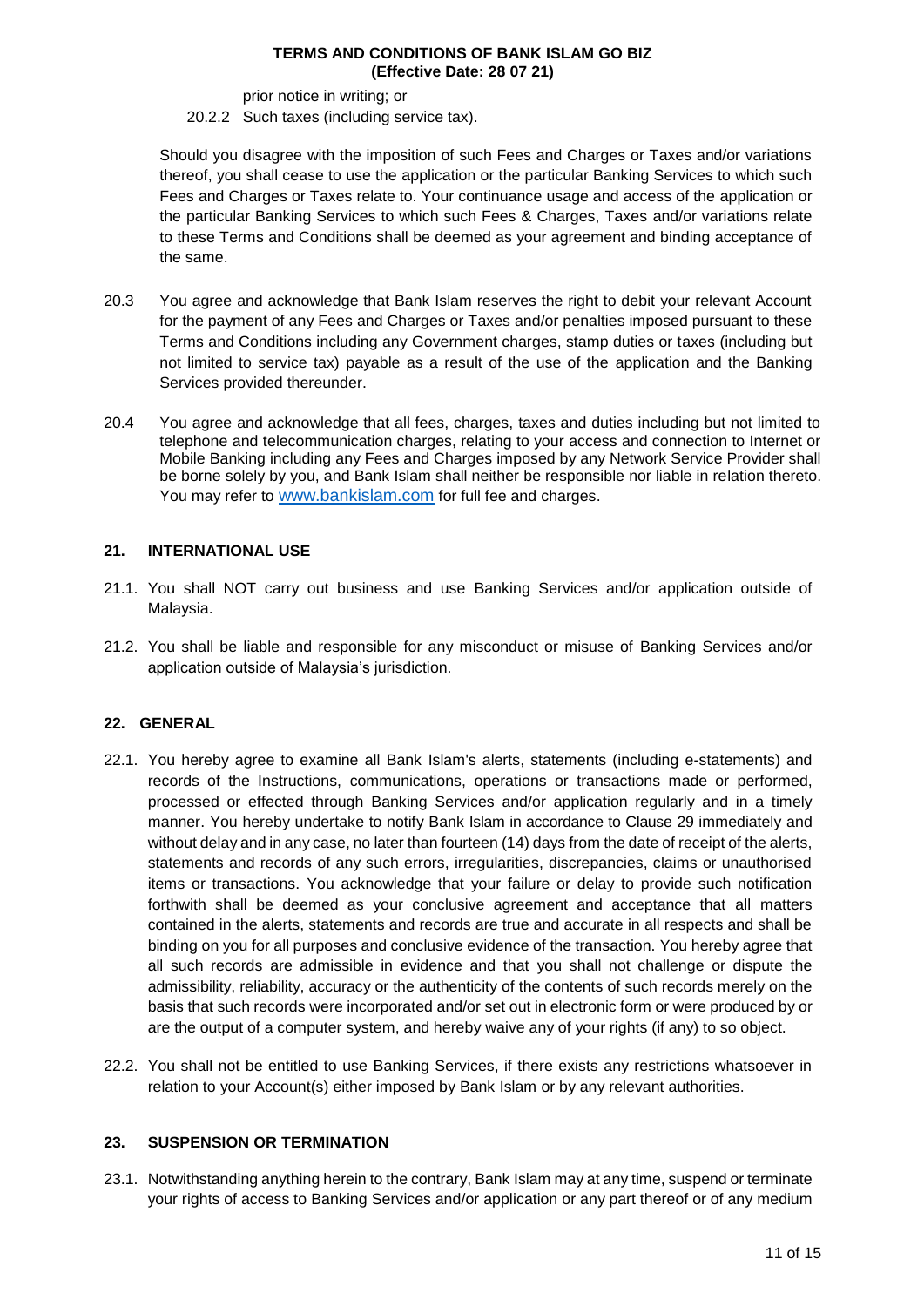prior notice in writing; or

20.2.2 Such taxes (including service tax).

Should you disagree with the imposition of such Fees and Charges or Taxes and/or variations thereof, you shall cease to use the application or the particular Banking Services to which such Fees and Charges or Taxes relate to. Your continuance usage and access of the application or the particular Banking Services to which such Fees & Charges, Taxes and/or variations relate to these Terms and Conditions shall be deemed as your agreement and binding acceptance of the same.

20.3 You agree and acknowledge that Bank Islam reserves the right to debit your relevant Account for the payment of any Fees and Charges or Taxes and/or penalties imposed pursuant to these Terms and Conditions including any Government charges, stamp duties or taxes (including but not limited to service tax) payable as a result of the use of the application and the Banking Services provided thereunder.

20.4 You agree and acknowledge that all fees, charges, taxes and duties including but not limited to telephone and telecommunication charges, relating to your access and connection to Internet or Mobile Banking including any Fees and Charges imposed by any Network Service Provider shall be borne solely by you, and Bank Islam shall neither be responsible nor liable in relation thereto. You may refer to www.bankislam.com for full fee and charges.

## 21. INTERNATIONAL USE

21.1. You shall NOT carry out business and use Banking Services and/or application outside of Malaysia.

21.2. You shall be liable and responsible for any misconduct or misuse of Banking Services and/or application outside of Malaysia's jurisdiction.

## 22. GENERAL

22.1. You hereby agree to examine all Bank Islam's alerts, statements (including e-statements) and records of the Instructions, communications, operations or transactions made or performed, processed or effected through Banking Services and/or application regularly and in a timely manner. You hereby undertake to notify Bank Islam in accordance to Clause 29 immediately and without delay and in any case, no later than fourteen (14) days from the date of receipt of the alerts, statements and records of any such errors, irregularities, discrepancies, claims or unauthorised items or transactions. You acknowledge that your failure or delay to provide such notification forthwith shall be deemed as your conclusive agreement and acceptance that all matters contained in the alerts, statements and records are true and accurate in all respects and shall be binding on you for all purposes and conclusive evidence of the transaction. You hereby agree that all such records are admissible in evidence and that you shall not challenge or dispute the admissibility, reliability, accuracy or the authenticity of the contents of such records merely on the basis that such records were incorporated and/or set out in electronic form or were produced by or are the output of a computer system, and hereby waive any of your rights (if any) to so object.

22.2. You shall not be entitled to use Banking Services, if there exists any restrictions whatsoever in relation to your Account(s) either imposed by Bank Islam or by any relevant authorities.

## 23. SUSPENSION OR TERMINATION

23.1. Notwithstanding anything herein to the contrary, Bank Islam may at any time, suspend or terminate your rights of access to Banking Services and/or application or any part thereof or of any medium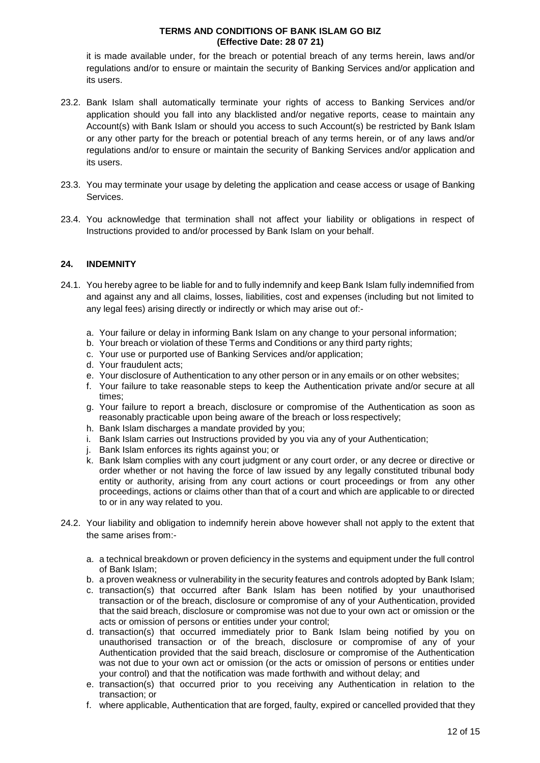it is made available under, for the breach or potential breach of any terms herein, laws and/or regulations and/or to ensure or maintain the security of Banking Services and/or application and its users.

23.2. Bank Islam shall automatically terminate your rights of access to Banking Services and/or application should you fall into any blacklisted and/or negative reports, cease to maintain any Account(s) with Bank Islam or should you access to such Account(s) be restricted by Bank Islam or any other party for the breach or potential breach of any terms herein, or of any laws and/or regulations and/or to ensure or maintain the security of Banking Services and/or application and its users.

23.3. You may terminate your usage by deleting the application and cease access or usage of Banking Services.

23.4. You acknowledge that termination shall not affect your liability or obligations in respect of Instructions provided to and/or processed by Bank Islam on your behalf.

## 24. INDEMNITY

24.1. You hereby agree to be liable for and to fully indemnify and keep Bank Islam fully indemnified from and against any and all claims, losses, liabilities, cost and expenses (including but not limited to any legal fees) arising directly or indirectly or which may arise out of:-

a. Your failure or delay in informing Bank Islam on any change to your personal information;
b. Your breach or violation of these Terms and Conditions or any third party rights;
c. Your use or purported use of Banking Services and/or application;
d. Your fraudulent acts;
e. Your disclosure of Authentication to any other person or in any emails or on other websites;
f. Your failure to take reasonable steps to keep the Authentication private and/or secure at all times;
g. Your failure to report a breach, disclosure or compromise of the Authentication as soon as reasonably practicable upon being aware of the breach or loss respectively;
h. Bank Islam discharges a mandate provided by you;
i. Bank Islam carries out Instructions provided by you via any of your Authentication;
j. Bank Islam enforces its rights against you; or
k. Bank Islam complies with any court judgment or any court order, or any decree or directive or order whether or not having the force of law issued by any legally constituted tribunal body entity or authority, arising from any court actions or court proceedings or from any other proceedings, actions or claims other than that of a court and which are applicable to or directed to or in any way related to you.

24.2. Your liability and obligation to indemnify herein above however shall not apply to the extent that the same arises from:-

a. a technical breakdown or proven deficiency in the systems and equipment under the full control of Bank Islam;
b. a proven weakness or vulnerability in the security features and controls adopted by Bank Islam;
c. transaction(s) that occurred after Bank Islam has been notified by your unauthorised transaction or of the breach, disclosure or compromise of any of your Authentication, provided that the said breach, disclosure or compromise was not due to your own act or omission or the acts or omission of persons or entities under your control;
d. transaction(s) that occurred immediately prior to Bank Islam being notified by you on unauthorised transaction or of the breach, disclosure or compromise of any of your Authentication provided that the said breach, disclosure or compromise of the Authentication was not due to your own act or omission (or the acts or omission of persons or entities under your control) and that the notification was made forthwith and without delay; and
e. transaction(s) that occurred prior to you receiving any Authentication in relation to the transaction; or
f. where applicable, Authentication that are forged, faulty, expired or cancelled provided that they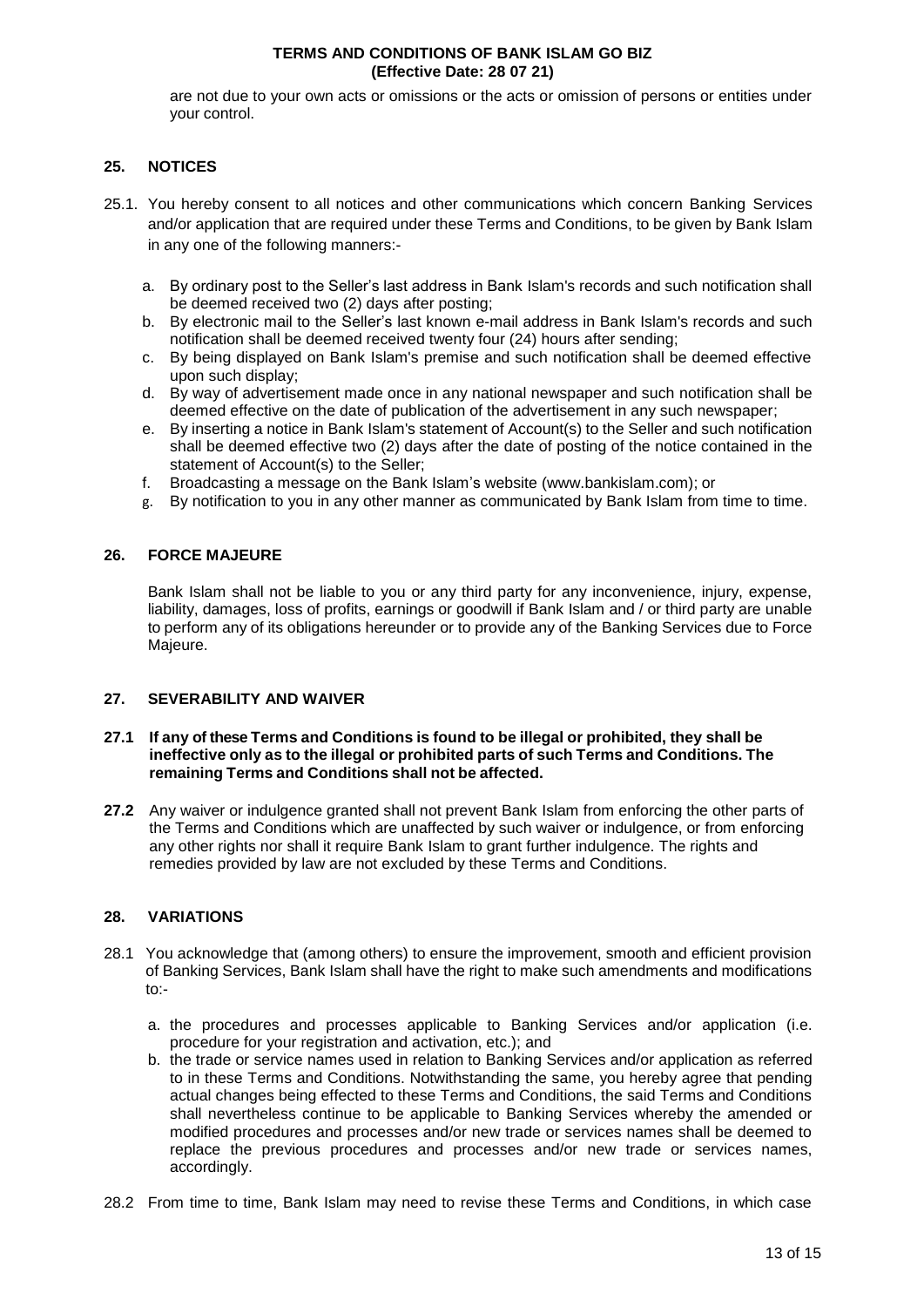are not due to your own acts or omissions or the acts or omission of persons or entities under your control.

## 25. NOTICES

25.1. You hereby consent to all notices and other communications which concern Banking Services and/or application that are required under these Terms and Conditions, to be given by Bank Islam in any one of the following manners:-

a. By ordinary post to the Seller's last address in Bank Islam's records and such notification shall be deemed received two (2) days after posting;
b. By electronic mail to the Seller's last known e-mail address in Bank Islam's records and such notification shall be deemed received twenty four (24) hours after sending;
c. By being displayed on Bank Islam's premise and such notification shall be deemed effective upon such display;
d. By way of advertisement made once in any national newspaper and such notification shall be deemed effective on the date of publication of the advertisement in any such newspaper;
e. By inserting a notice in Bank Islam's statement of Account(s) to the Seller and such notification shall be deemed effective two (2) days after the date of posting of the notice contained in the statement of Account(s) to the Seller;
f. Broadcasting a message on the Bank Islam's website (www.bankislam.com); or
g. By notification to you in any other manner as communicated by Bank Islam from time to time.

## 26. FORCE MAJEURE

Bank Islam shall not be liable to you or any third party for any inconvenience, injury, expense, liability, damages, loss of profits, earnings or goodwill if Bank Islam and / or third party are unable to perform any of its obligations hereunder or to provide any of the Banking Services due to Force Majeure.

## 27. SEVERABILITY AND WAIVER

**27.1 If any of these Terms and Conditions is found to be illegal or prohibited, they shall be ineffective only as to the illegal or prohibited parts of such Terms and Conditions. The remaining Terms and Conditions shall not be affected.**

**27.2** Any waiver or indulgence granted shall not prevent Bank Islam from enforcing the other parts of the Terms and Conditions which are unaffected by such waiver or indulgence, or from enforcing any other rights nor shall it require Bank Islam to grant further indulgence. The rights and remedies provided by law are not excluded by these Terms and Conditions.

## 28. VARIATIONS

28.1 You acknowledge that (among others) to ensure the improvement, smooth and efficient provision of Banking Services, Bank Islam shall have the right to make such amendments and modifications to:-

a. the procedures and processes applicable to Banking Services and/or application (i.e. procedure for your registration and activation, etc.); and
b. the trade or service names used in relation to Banking Services and/or application as referred to in these Terms and Conditions. Notwithstanding the same, you hereby agree that pending actual changes being effected to these Terms and Conditions, the said Terms and Conditions shall nevertheless continue to be applicable to Banking Services whereby the amended or modified procedures and processes and/or new trade or services names shall be deemed to replace the previous procedures and processes and/or new trade or services names, accordingly.

28.2 From time to time, Bank Islam may need to revise these Terms and Conditions, in which case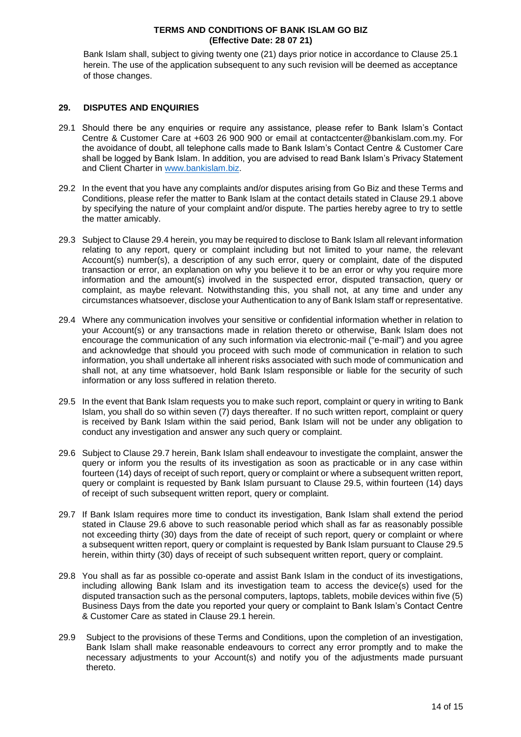Bank Islam shall, subject to giving twenty one (21) days prior notice in accordance to Clause 25.1 herein. The use of the application subsequent to any such revision will be deemed as acceptance of those changes.

## 29. DISPUTES AND ENQUIRIES

29.1 Should there be any enquiries or require any assistance, please refer to Bank Islam's Contact Centre & Customer Care at +603 26 900 900 or email at contactcenter@bankislam.com.my. For the avoidance of doubt, all telephone calls made to Bank Islam's Contact Centre & Customer Care shall be logged by Bank Islam. In addition, you are advised to read Bank Islam's Privacy Statement and Client Charter in www.bankislam.biz.

29.2 In the event that you have any complaints and/or disputes arising from Go Biz and these Terms and Conditions, please refer the matter to Bank Islam at the contact details stated in Clause 29.1 above by specifying the nature of your complaint and/or dispute. The parties hereby agree to try to settle the matter amicably.

29.3 Subject to Clause 29.4 herein, you may be required to disclose to Bank Islam all relevant information relating to any report, query or complaint including but not limited to your name, the relevant Account(s) number(s), a description of any such error, query or complaint, date of the disputed transaction or error, an explanation on why you believe it to be an error or why you require more information and the amount(s) involved in the suspected error, disputed transaction, query or complaint, as maybe relevant. Notwithstanding this, you shall not, at any time and under any circumstances whatsoever, disclose your Authentication to any of Bank Islam staff or representative.

29.4 Where any communication involves your sensitive or confidential information whether in relation to your Account(s) or any transactions made in relation thereto or otherwise, Bank Islam does not encourage the communication of any such information via electronic-mail ("e-mail") and you agree and acknowledge that should you proceed with such mode of communication in relation to such information, you shall undertake all inherent risks associated with such mode of communication and shall not, at any time whatsoever, hold Bank Islam responsible or liable for the security of such information or any loss suffered in relation thereto.

29.5 In the event that Bank Islam requests you to make such report, complaint or query in writing to Bank Islam, you shall do so within seven (7) days thereafter. If no such written report, complaint or query is received by Bank Islam within the said period, Bank Islam will not be under any obligation to conduct any investigation and answer any such query or complaint.

29.6 Subject to Clause 29.7 herein, Bank Islam shall endeavour to investigate the complaint, answer the query or inform you the results of its investigation as soon as practicable or in any case within fourteen (14) days of receipt of such report, query or complaint or where a subsequent written report, query or complaint is requested by Bank Islam pursuant to Clause 29.5, within fourteen (14) days of receipt of such subsequent written report, query or complaint.

29.7 If Bank Islam requires more time to conduct its investigation, Bank Islam shall extend the period stated in Clause 29.6 above to such reasonable period which shall as far as reasonably possible not exceeding thirty (30) days from the date of receipt of such report, query or complaint or where a subsequent written report, query or complaint is requested by Bank Islam pursuant to Clause 29.5 herein, within thirty (30) days of receipt of such subsequent written report, query or complaint.

29.8 You shall as far as possible co-operate and assist Bank Islam in the conduct of its investigations, including allowing Bank Islam and its investigation team to access the device(s) used for the disputed transaction such as the personal computers, laptops, tablets, mobile devices within five (5) Business Days from the date you reported your query or complaint to Bank Islam's Contact Centre & Customer Care as stated in Clause 29.1 herein.

29.9 Subject to the provisions of these Terms and Conditions, upon the completion of an investigation, Bank Islam shall make reasonable endeavours to correct any error promptly and to make the necessary adjustments to your Account(s) and notify you of the adjustments made pursuant thereto.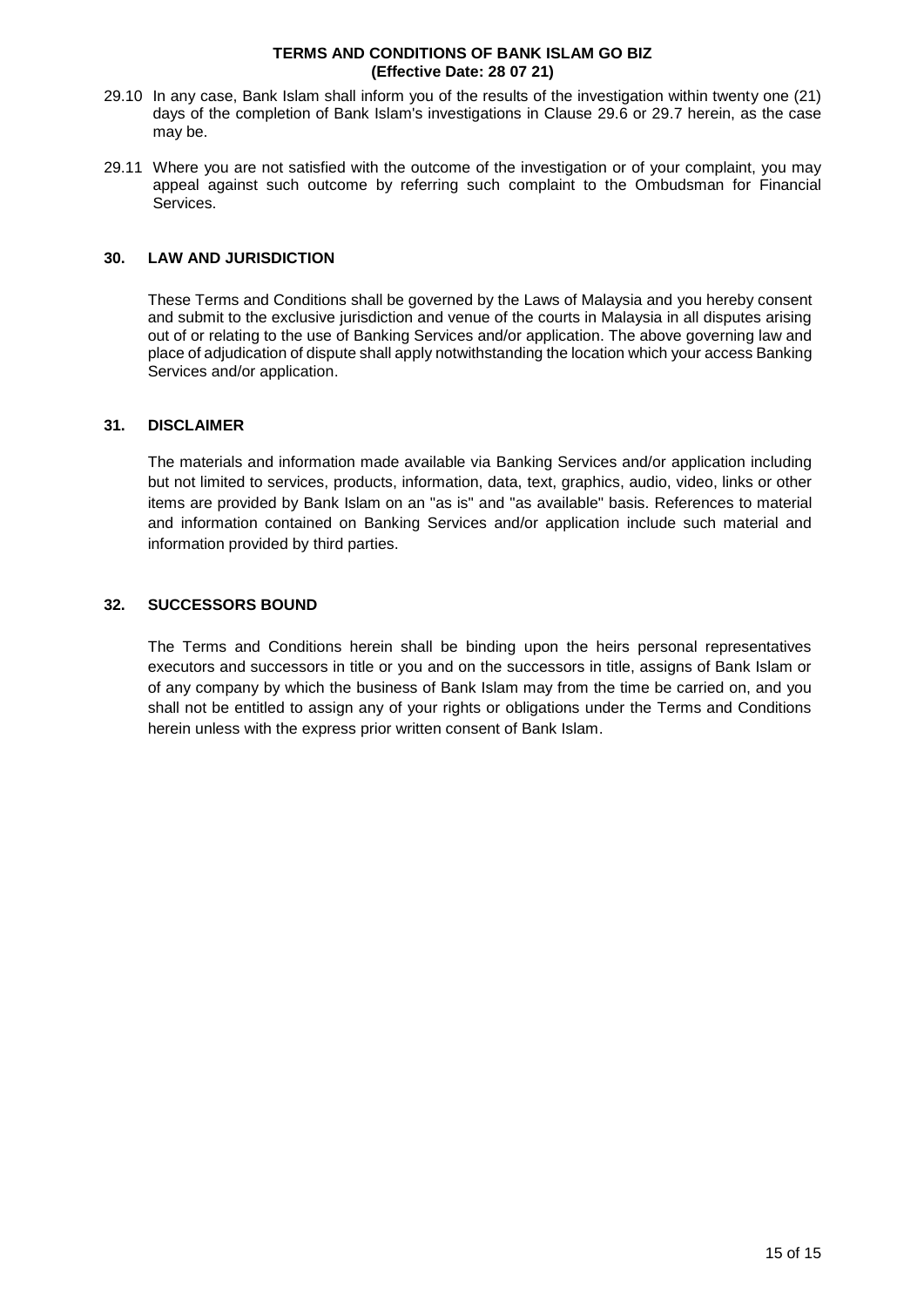29.10 In any case, Bank Islam shall inform you of the results of the investigation within twenty one (21) days of the completion of Bank Islam's investigations in Clause 29.6 or 29.7 herein, as the case may be.

29.11 Where you are not satisfied with the outcome of the investigation or of your complaint, you may appeal against such outcome by referring such complaint to the Ombudsman for Financial Services.

## 30. LAW AND JURISDICTION

These Terms and Conditions shall be governed by the Laws of Malaysia and you hereby consent and submit to the exclusive jurisdiction and venue of the courts in Malaysia in all disputes arising out of or relating to the use of Banking Services and/or application. The above governing law and place of adjudication of dispute shall apply notwithstanding the location which your access Banking Services and/or application.

## 31. DISCLAIMER

The materials and information made available via Banking Services and/or application including but not limited to services, products, information, data, text, graphics, audio, video, links or other items are provided by Bank Islam on an "as is" and "as available" basis. References to material and information contained on Banking Services and/or application include such material and information provided by third parties.

## 32. SUCCESSORS BOUND

The Terms and Conditions herein shall be binding upon the heirs personal representatives executors and successors in title or you and on the successors in title, assigns of Bank Islam or of any company by which the business of Bank Islam may from the time be carried on, and you shall not be entitled to assign any of your rights or obligations under the Terms and Conditions herein unless with the express prior written consent of Bank Islam.